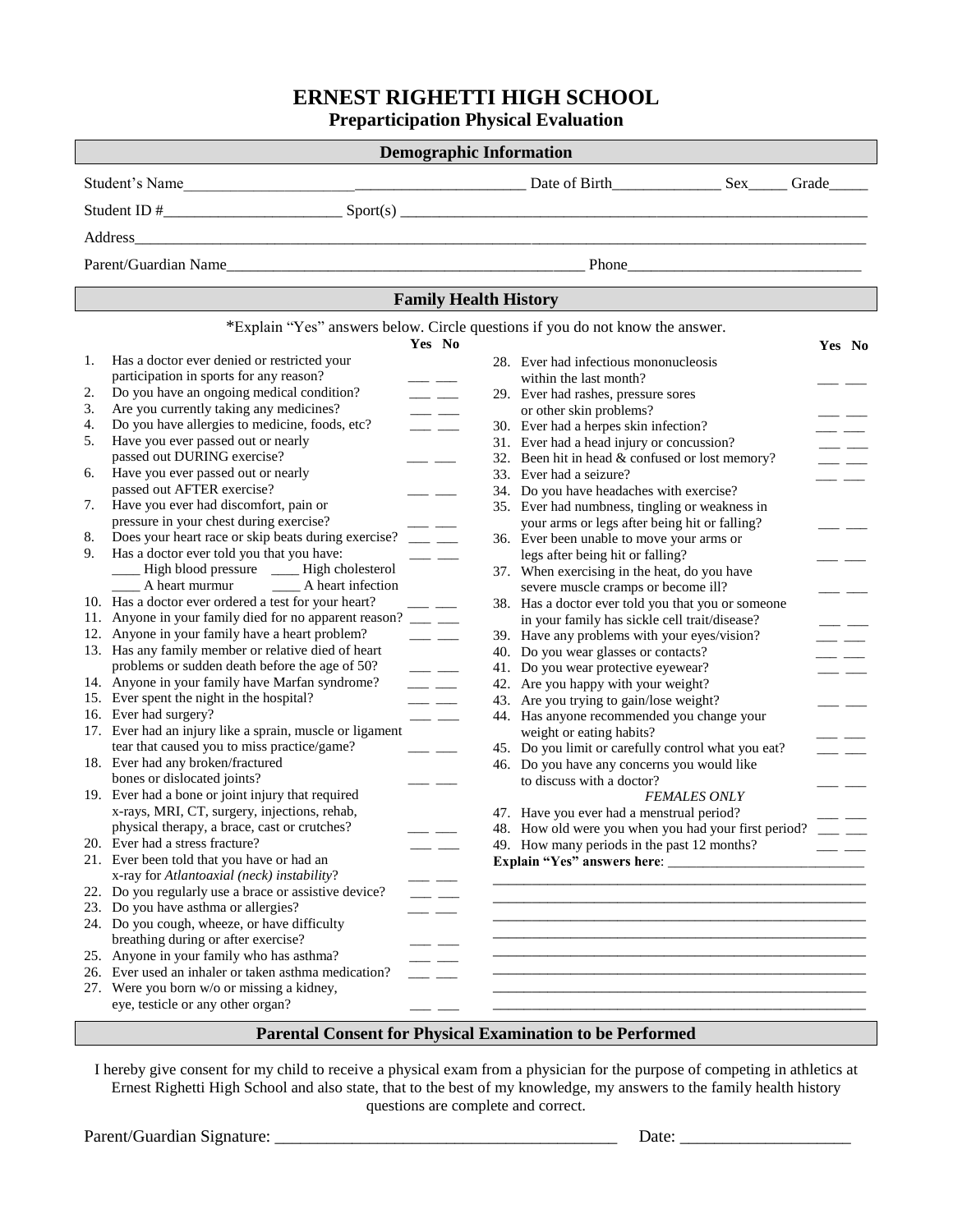# ERNEST RIGHETTI HIGH SCHOOL

## Preparticipation Physical Evaluation

### Demographic Information

Student's Name__________________________________________ Date of Birth______________ Sex_____ Grade_____

Student ID #______________________ Sport(s) ____________________________________________________________

Address____________________________________________________________________________________________

Parent/Guardian Name_____________________________________________ Phone______________________________

### Family Health History

*Explain "Yes" answers below. Circle questions if you do not know the answer.

| # | Question | Yes | No |
|---|---|---|---|
| 1. | Has a doctor ever denied or restricted your participation in sports for any reason? | ___ | ___ |
| 2. | Do you have an ongoing medical condition? | ___ | ___ |
| 3. | Are you currently taking any medicines? | ___ | ___ |
| 4. | Do you have allergies to medicine, foods, etc? | ___ | ___ |
| 5. | Have you ever passed out or nearly passed out DURING exercise? | ___ | ___ |
| 6. | Have you ever passed out or nearly passed out AFTER exercise? | ___ | ___ |
| 7. | Have you ever had discomfort, pain or pressure in your chest during exercise? | ___ | ___ |
| 8. | Does your heart race or skip beats during exercise? | ___ | ___ |
| 9. | Has a doctor ever told you that you have: ____ High blood pressure ____ High cholesterol ____ A heart murmur ____ A heart infection | ___ | ___ |
| 10. | Has a doctor ever ordered a test for your heart? | ___ | ___ |
| 11. | Anyone in your family died for no apparent reason? | ___ | ___ |
| 12. | Anyone in your family have a heart problem? | ___ | ___ |
| 13. | Has any family member or relative died of heart problems or sudden death before the age of 50? | ___ | ___ |
| 14. | Anyone in your family have Marfan syndrome? | ___ | ___ |
| 15. | Ever spent the night in the hospital? | ___ | ___ |
| 16. | Ever had surgery? | ___ | ___ |
| 17. | Ever had an injury like a sprain, muscle or ligament tear that caused you to miss practice/game? | ___ | ___ |
| 18. | Ever had any broken/fractured bones or dislocated joints? | ___ | ___ |
| 19. | Ever had a bone or joint injury that required x-rays, MRI, CT, surgery, injections, rehab, physical therapy, a brace, cast or crutches? | ___ | ___ |
| 20. | Ever had a stress fracture? | ___ | ___ |
| 21. | Ever been told that you have or had an x-ray for *Atlantoaxial (neck) instability*? | ___ | ___ |
| 22. | Do you regularly use a brace or assistive device? | ___ | ___ |
| 23. | Do you have asthma or allergies? | ___ | ___ |
| 24. | Do you cough, wheeze, or have difficulty breathing during or after exercise? | ___ | ___ |
| 25. | Anyone in your family who has asthma? | ___ | ___ |
| 26. | Ever used an inhaler or taken asthma medication? | ___ | ___ |
| 27. | Were you born w/o or missing a kidney, eye, testicle or any other organ? | ___ | ___ |
| 28. | Ever had infectious mononucleosis within the last month? | ___ | ___ |
| 29. | Ever had rashes, pressure sores or other skin problems? | ___ | ___ |
| 30. | Ever had a herpes skin infection? | ___ | ___ |
| 31. | Ever had a head injury or concussion? | ___ | ___ |
| 32. | Been hit in head & confused or lost memory? | ___ | ___ |
| 33. | Ever had a seizure? | ___ | ___ |
| 34. | Do you have headaches with exercise? | | |
| 35. | Ever had numbness, tingling or weakness in your arms or legs after being hit or falling? | ___ | ___ |
| 36. | Ever been unable to move your arms or legs after being hit or falling? | ___ | ___ |
| 37. | When exercising in the heat, do you have severe muscle cramps or become ill? | ___ | ___ |
| 38. | Has a doctor ever told you that you or someone in your family has sickle cell trait/disease? | ___ | ___ |
| 39. | Have any problems with your eyes/vision? | ___ | ___ |
| 40. | Do you wear glasses or contacts? | ___ | ___ |
| 41. | Do you wear protective eyewear? | ___ | ___ |
| 42. | Are you happy with your weight? | | |
| 43. | Are you trying to gain/lose weight? | ___ | ___ |
| 44. | Has anyone recommended you change your weight or eating habits? | ___ | ___ |
| 45. | Do you limit or carefully control what you eat? | ___ | ___ |
| 46. | Do you have any concerns you would like to discuss with a doctor? | ___ | ___ |
| | *FEMALES ONLY* | | |
| 47. | Have you ever had a menstrual period? | ___ | ___ |
| 48. | How old were you when you had your first period? | ___ | ___ |
| 49. | How many periods in the past 12 months? | ___ | ___ |

**Explain "Yes" answers here**: ___________________________

_____________________________________________________
_____________________________________________________
_____________________________________________________
_____________________________________________________
_____________________________________________________
_____________________________________________________
_____________________________________________________
_____________________________________________________

### Parental Consent for Physical Examination to be Performed

I hereby give consent for my child to receive a physical exam from a physician for the purpose of competing in athletics at Ernest Righetti High School and also state, that to the best of my knowledge, my answers to the family health history questions are complete and correct.

Parent/Guardian Signature: ________________________________________ Date: ____________________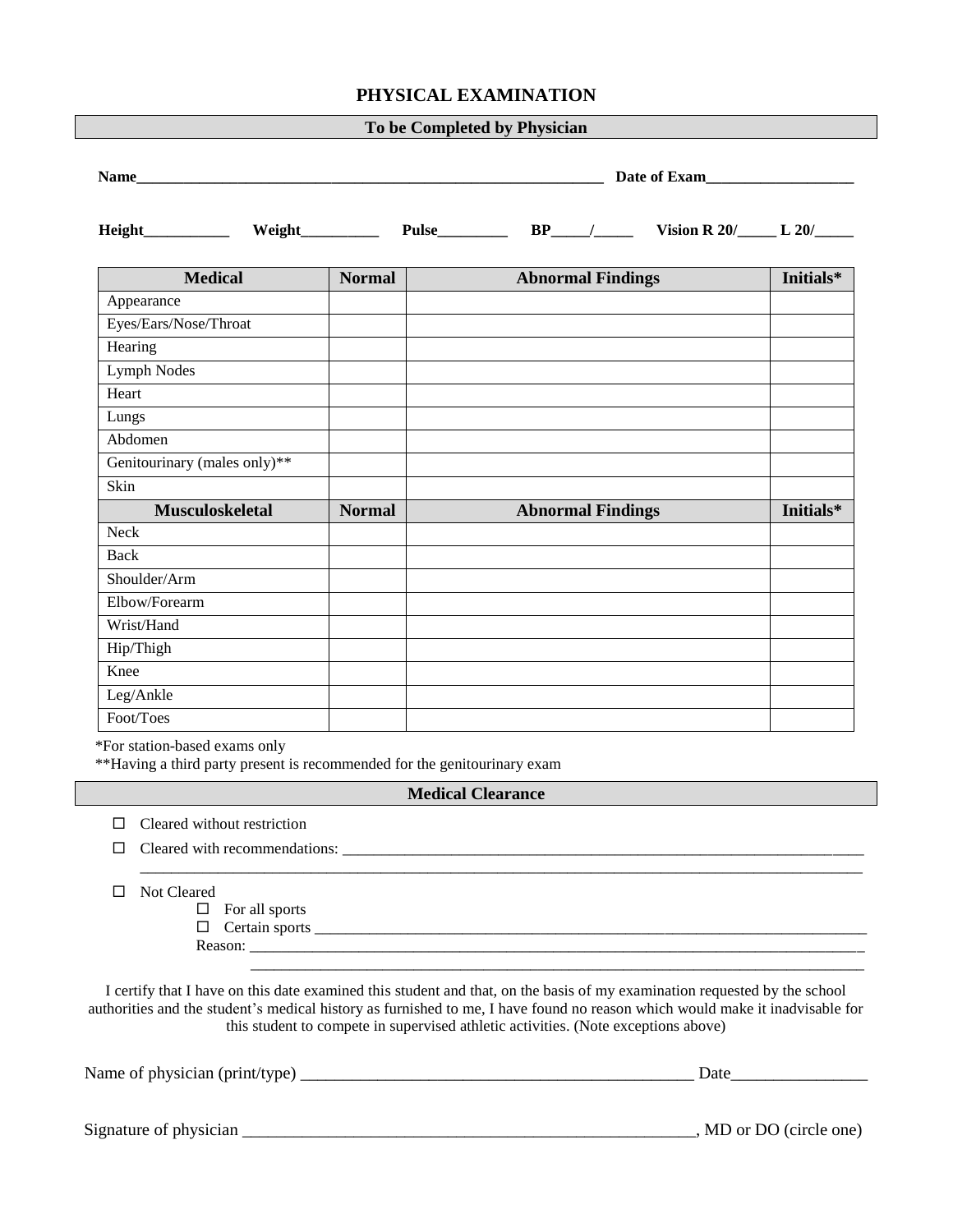# PHYSICAL EXAMINATION

## To be Completed by Physician

**Name**\_\_\_\_\_\_\_\_\_\_\_\_\_\_\_\_\_\_\_\_\_\_\_\_\_\_\_\_\_\_\_\_\_\_\_\_\_\_\_\_\_\_\_\_\_\_\_\_\_\_\_\_\_\_\_\_\_\_\_\_ **Date of Exam**\_\_\_\_\_\_\_\_\_\_\_\_\_\_\_\_\_\_\_

**Height**\_\_\_\_\_\_\_\_\_\_\_ **Weight**\_\_\_\_\_\_\_\_\_\_ **Pulse**\_\_\_\_\_\_\_\_\_ **BP**\_\_\_\_\_/\_\_\_\_\_ **Vision R 20/**\_\_\_\_\_ **L 20/**\_\_\_\_\_

| **Medical** | **Normal** | **Abnormal Findings** | **Initials*** |
|---|---|---|---|
| Appearance | | | |
| Eyes/Ears/Nose/Throat | | | |
| Hearing | | | |
| Lymph Nodes | | | |
| Heart | | | |
| Lungs | | | |
| Abdomen | | | |
| Genitourinary (males only)** | | | |
| Skin | | | |
| **Musculoskeletal** | **Normal** | **Abnormal Findings** | **Initials*** |
| Neck | | | |
| Back | | | |
| Shoulder/Arm | | | |
| Elbow/Forearm | | | |
| Wrist/Hand | | | |
| Hip/Thigh | | | |
| Knee | | | |
| Leg/Ankle | | | |
| Foot/Toes | | | |

*For station-based exams only

**Having a third party present is recommended for the genitourinary exam

## Medical Clearance

- ☐ Cleared without restriction
- ☐ Cleared with recommendations: \_\_\_\_\_\_\_\_\_\_\_\_\_\_\_\_\_\_\_\_\_\_\_\_\_\_\_\_\_\_\_\_\_\_\_\_\_\_\_\_\_\_\_\_\_\_\_\_\_\_\_\_\_\_\_\_\_\_\_\_\_\_\_\_\_\_\_\_\_\_\_\_
  \_\_\_\_\_\_\_\_\_\_\_\_\_\_\_\_\_\_\_\_\_\_\_\_\_\_\_\_\_\_\_\_\_\_\_\_\_\_\_\_\_\_\_\_\_\_\_\_\_\_\_\_\_\_\_\_\_\_\_\_\_\_\_\_\_\_\_\_\_\_\_\_\_\_\_\_\_\_\_\_\_\_\_\_\_\_\_\_\_\_
- ☐ Not Cleared
  - ☐ For all sports
  - ☐ Certain sports \_\_\_\_\_\_\_\_\_\_\_\_\_\_\_\_\_\_\_\_\_\_\_\_\_\_\_\_\_\_\_\_\_\_\_\_\_\_\_\_\_\_\_\_\_\_\_\_\_\_\_\_\_\_\_\_\_\_\_\_\_\_\_\_\_\_\_\_\_\_\_\_\_\_\_\_\_
  
  Reason: \_\_\_\_\_\_\_\_\_\_\_\_\_\_\_\_\_\_\_\_\_\_\_\_\_\_\_\_\_\_\_\_\_\_\_\_\_\_\_\_\_\_\_\_\_\_\_\_\_\_\_\_\_\_\_\_\_\_\_\_\_\_\_\_\_\_\_\_\_\_\_\_\_\_\_\_\_\_\_\_\_\_\_\_
  \_\_\_\_\_\_\_\_\_\_\_\_\_\_\_\_\_\_\_\_\_\_\_\_\_\_\_\_\_\_\_\_\_\_\_\_\_\_\_\_\_\_\_\_\_\_\_\_\_\_\_\_\_\_\_\_\_\_\_\_\_\_\_\_\_\_\_\_\_\_\_\_\_\_\_\_\_\_\_\_\_\_\_\_\_

I certify that I have on this date examined this student and that, on the basis of my examination requested by the school authorities and the student's medical history as furnished to me, I have found no reason which would make it inadvisable for this student to compete in supervised athletic activities. (Note exceptions above)

Name of physician (print/type) \_\_\_\_\_\_\_\_\_\_\_\_\_\_\_\_\_\_\_\_\_\_\_\_\_\_\_\_\_\_\_\_\_\_\_\_\_\_\_\_\_\_\_\_\_\_\_\_ Date\_\_\_\_\_\_\_\_\_\_\_\_\_\_\_\_

Signature of physician \_\_\_\_\_\_\_\_\_\_\_\_\_\_\_\_\_\_\_\_\_\_\_\_\_\_\_\_\_\_\_\_\_\_\_\_\_\_\_\_\_\_\_\_\_\_\_\_\_\_\_\_\_\_\_\_, MD or DO (circle one)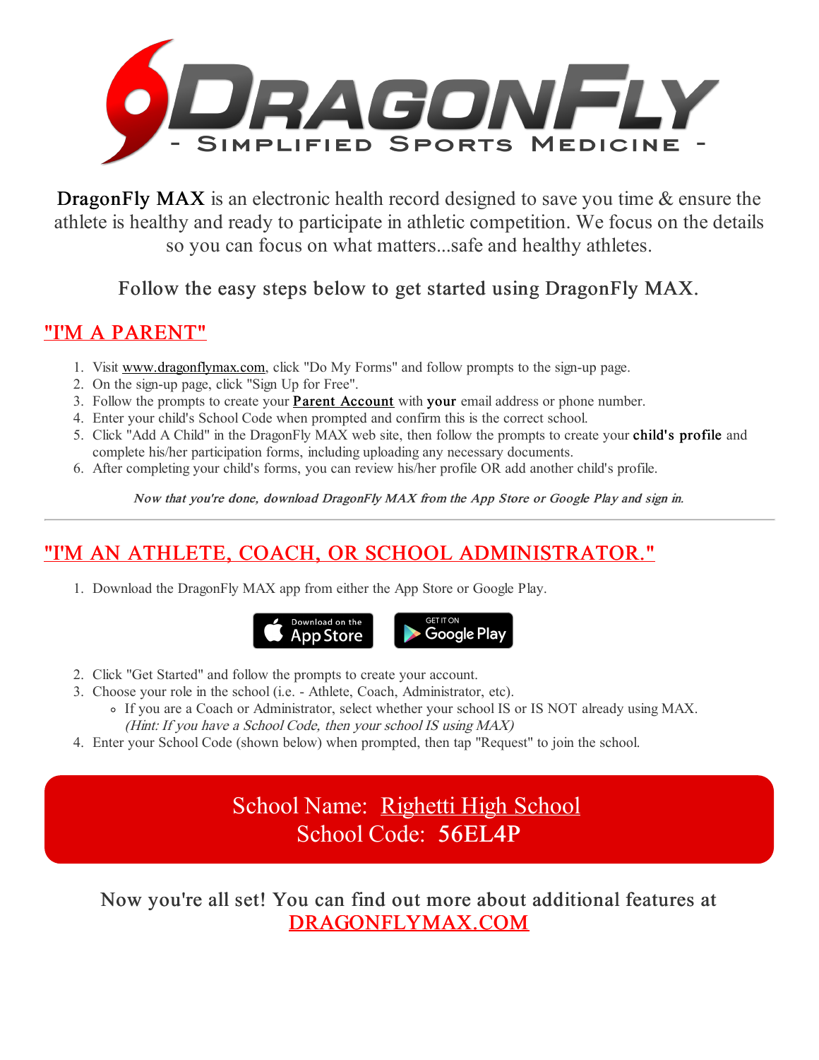# DragonFly

- Simplified Sports Medicine -

**DragonFly MAX** is an electronic health record designed to save you time & ensure the athlete is healthy and ready to participate in athletic competition. We focus on the details so you can focus on what matters...safe and healthy athletes.

Follow the easy steps below to get started using DragonFly MAX.

## "I'M A PARENT"

1. Visit www.dragonflymax.com, click "Do My Forms" and follow prompts to the sign-up page.
2. On the sign-up page, click "Sign Up for Free".
3. Follow the prompts to create your **Parent Account** with **your** email address or phone number.
4. Enter your child's School Code when prompted and confirm this is the correct school.
5. Click "Add A Child" in the DragonFly MAX web site, then follow the prompts to create your **child's profile** and complete his/her participation forms, including uploading any necessary documents.
6. After completing your child's forms, you can review his/her profile OR add another child's profile.

*Now that you're done, download DragonFly MAX from the App Store or Google Play and sign in.*

---

## "I'M AN ATHLETE, COACH, OR SCHOOL ADMINISTRATOR."

1. Download the DragonFly MAX app from either the App Store or Google Play.

   Download on the App Store | GET IT ON Google Play

2. Click "Get Started" and follow the prompts to create your account.
3. Choose your role in the school (i.e. - Athlete, Coach, Administrator, etc).
   - If you are a Coach or Administrator, select whether your school IS or IS NOT already using MAX. *(Hint: If you have a School Code, then your school IS using MAX)*
4. Enter your School Code (shown below) when prompted, then tap "Request" to join the school.

School Name: Righetti High School
School Code: **56EL4P**

Now you're all set! You can find out more about additional features at DRAGONFLYMAX.COM